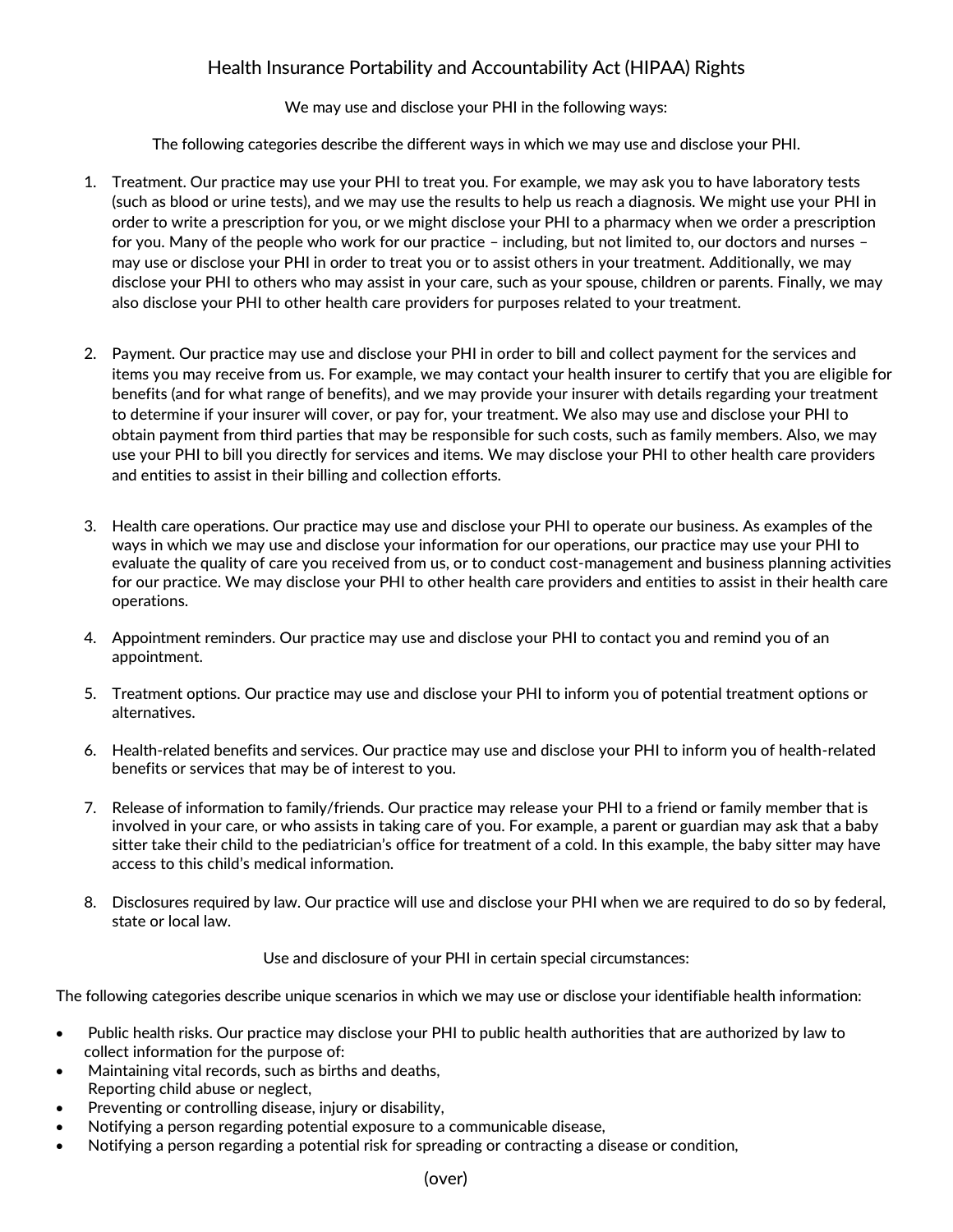# Health Insurance Portability and Accountability Act (HIPAA) Rights

We may use and disclose your PHI in the following ways:

The following categories describe the different ways in which we may use and disclose your PHI.

1. Treatment. Our practice may use your PHI to treat you. For example, we may ask you to have laboratory tests (such as blood or urine tests), and we may use the results to help us reach a diagnosis. We might use your PHI in order to write a prescription for you, or we might disclose your PHI to a pharmacy when we order a prescription for you. Many of the people who work for our practice – including, but not limited to, our doctors and nurses – may use or disclose your PHI in order to treat you or to assist others in your treatment. Additionally, we may disclose your PHI to others who may assist in your care, such as your spouse, children or parents. Finally, we may also disclose your PHI to other health care providers for purposes related to your treatment.

2. Payment. Our practice may use and disclose your PHI in order to bill and collect payment for the services and items you may receive from us. For example, we may contact your health insurer to certify that you are eligible for benefits (and for what range of benefits), and we may provide your insurer with details regarding your treatment to determine if your insurer will cover, or pay for, your treatment. We also may use and disclose your PHI to obtain payment from third parties that may be responsible for such costs, such as family members. Also, we may use your PHI to bill you directly for services and items. We may disclose your PHI to other health care providers and entities to assist in their billing and collection efforts.

3. Health care operations. Our practice may use and disclose your PHI to operate our business. As examples of the ways in which we may use and disclose your information for our operations, our practice may use your PHI to evaluate the quality of care you received from us, or to conduct cost-management and business planning activities for our practice. We may disclose your PHI to other health care providers and entities to assist in their health care operations.

4. Appointment reminders. Our practice may use and disclose your PHI to contact you and remind you of an appointment.

5. Treatment options. Our practice may use and disclose your PHI to inform you of potential treatment options or alternatives.

6. Health-related benefits and services. Our practice may use and disclose your PHI to inform you of health-related benefits or services that may be of interest to you.

7. Release of information to family/friends. Our practice may release your PHI to a friend or family member that is involved in your care, or who assists in taking care of you. For example, a parent or guardian may ask that a baby sitter take their child to the pediatrician's office for treatment of a cold. In this example, the baby sitter may have access to this child's medical information.

8. Disclosures required by law. Our practice will use and disclose your PHI when we are required to do so by federal, state or local law.

Use and disclosure of your PHI in certain special circumstances:

The following categories describe unique scenarios in which we may use or disclose your identifiable health information:

- Public health risks. Our practice may disclose your PHI to public health authorities that are authorized by law to collect information for the purpose of:
- Maintaining vital records, such as births and deaths, Reporting child abuse or neglect,
- Preventing or controlling disease, injury or disability,
- Notifying a person regarding potential exposure to a communicable disease,
- Notifying a person regarding a potential risk for spreading or contracting a disease or condition,

(over)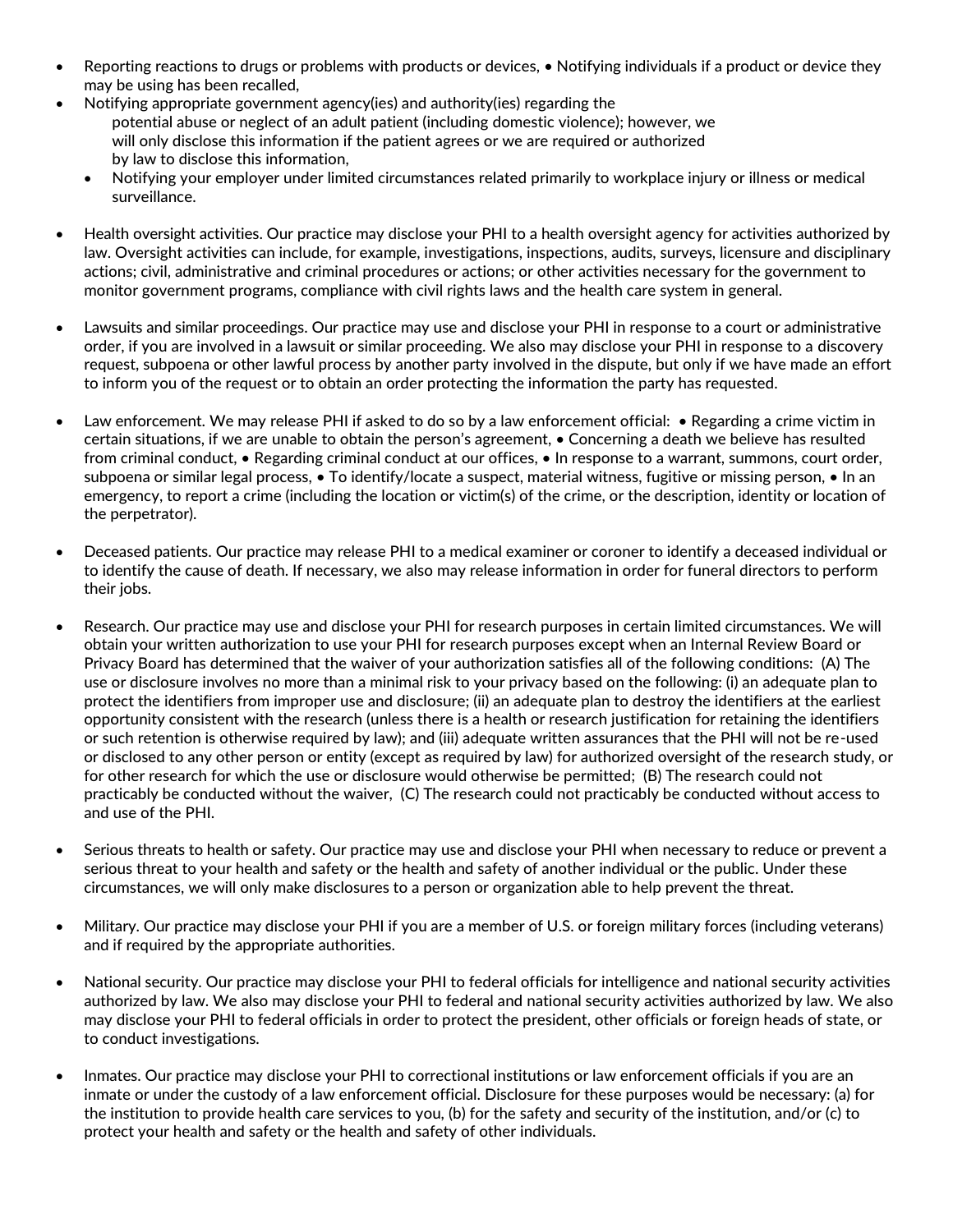- Reporting reactions to drugs or problems with products or devices, • Notifying individuals if a product or device they may be using has been recalled,
- Notifying appropriate government agency(ies) and authority(ies) regarding the potential abuse or neglect of an adult patient (including domestic violence); however, we will only disclose this information if the patient agrees or we are required or authorized by law to disclose this information,
  - Notifying your employer under limited circumstances related primarily to workplace injury or illness or medical surveillance.

- Health oversight activities. Our practice may disclose your PHI to a health oversight agency for activities authorized by law. Oversight activities can include, for example, investigations, inspections, audits, surveys, licensure and disciplinary actions; civil, administrative and criminal procedures or actions; or other activities necessary for the government to monitor government programs, compliance with civil rights laws and the health care system in general.

- Lawsuits and similar proceedings. Our practice may use and disclose your PHI in response to a court or administrative order, if you are involved in a lawsuit or similar proceeding. We also may disclose your PHI in response to a discovery request, subpoena or other lawful process by another party involved in the dispute, but only if we have made an effort to inform you of the request or to obtain an order protecting the information the party has requested.

- Law enforcement. We may release PHI if asked to do so by a law enforcement official: • Regarding a crime victim in certain situations, if we are unable to obtain the person's agreement, • Concerning a death we believe has resulted from criminal conduct, • Regarding criminal conduct at our offices, • In response to a warrant, summons, court order, subpoena or similar legal process, • To identify/locate a suspect, material witness, fugitive or missing person, • In an emergency, to report a crime (including the location or victim(s) of the crime, or the description, identity or location of the perpetrator).

- Deceased patients. Our practice may release PHI to a medical examiner or coroner to identify a deceased individual or to identify the cause of death. If necessary, we also may release information in order for funeral directors to perform their jobs.

- Research. Our practice may use and disclose your PHI for research purposes in certain limited circumstances. We will obtain your written authorization to use your PHI for research purposes except when an Internal Review Board or Privacy Board has determined that the waiver of your authorization satisfies all of the following conditions: (A) The use or disclosure involves no more than a minimal risk to your privacy based on the following: (i) an adequate plan to protect the identifiers from improper use and disclosure; (ii) an adequate plan to destroy the identifiers at the earliest opportunity consistent with the research (unless there is a health or research justification for retaining the identifiers or such retention is otherwise required by law); and (iii) adequate written assurances that the PHI will not be re-used or disclosed to any other person or entity (except as required by law) for authorized oversight of the research study, or for other research for which the use or disclosure would otherwise be permitted; (B) The research could not practicably be conducted without the waiver, (C) The research could not practicably be conducted without access to and use of the PHI.

- Serious threats to health or safety. Our practice may use and disclose your PHI when necessary to reduce or prevent a serious threat to your health and safety or the health and safety of another individual or the public. Under these circumstances, we will only make disclosures to a person or organization able to help prevent the threat.

- Military. Our practice may disclose your PHI if you are a member of U.S. or foreign military forces (including veterans) and if required by the appropriate authorities.

- National security. Our practice may disclose your PHI to federal officials for intelligence and national security activities authorized by law. We also may disclose your PHI to federal and national security activities authorized by law. We also may disclose your PHI to federal officials in order to protect the president, other officials or foreign heads of state, or to conduct investigations.

- Inmates. Our practice may disclose your PHI to correctional institutions or law enforcement officials if you are an inmate or under the custody of a law enforcement official. Disclosure for these purposes would be necessary: (a) for the institution to provide health care services to you, (b) for the safety and security of the institution, and/or (c) to protect your health and safety or the health and safety of other individuals.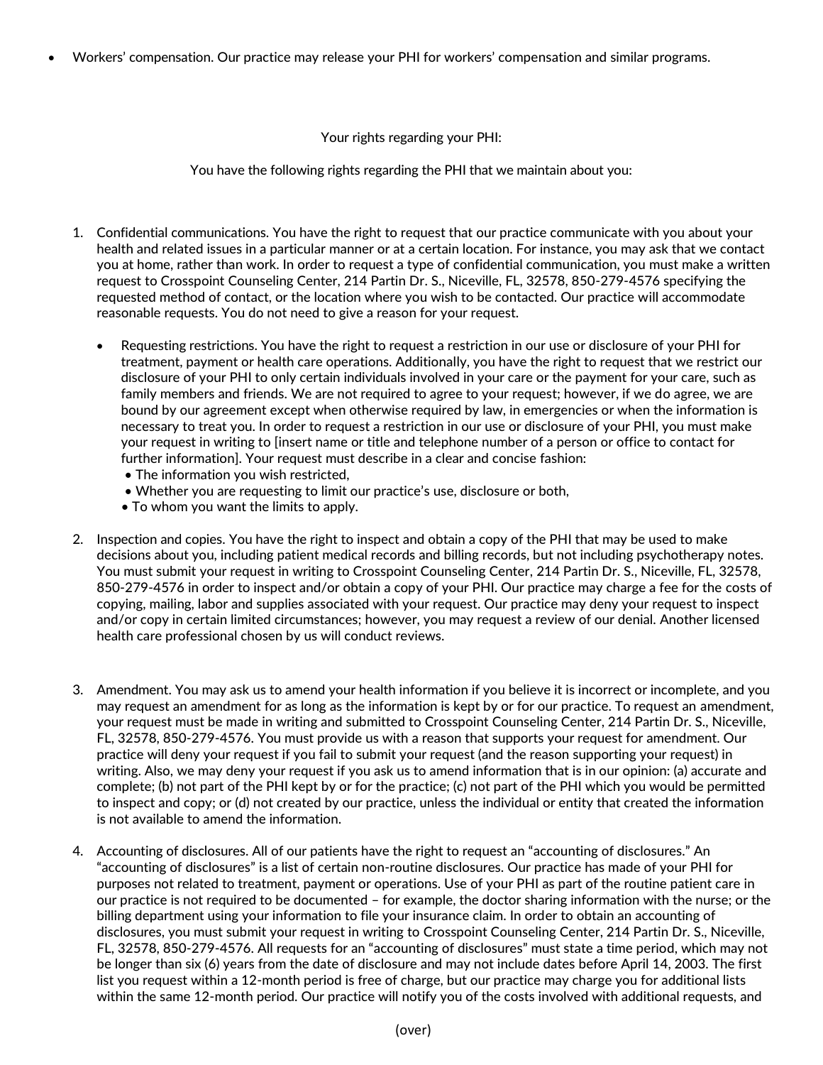- Workers' compensation. Our practice may release your PHI for workers' compensation and similar programs.

Your rights regarding your PHI:

You have the following rights regarding the PHI that we maintain about you:

1. Confidential communications. You have the right to request that our practice communicate with you about your health and related issues in a particular manner or at a certain location. For instance, you may ask that we contact you at home, rather than work. In order to request a type of confidential communication, you must make a written request to Crosspoint Counseling Center, 214 Partin Dr. S., Niceville, FL, 32578, 850-279-4576 specifying the requested method of contact, or the location where you wish to be contacted. Our practice will accommodate reasonable requests. You do not need to give a reason for your request.

   - Requesting restrictions. You have the right to request a restriction in our use or disclosure of your PHI for treatment, payment or health care operations. Additionally, you have the right to request that we restrict our disclosure of your PHI to only certain individuals involved in your care or the payment for your care, such as family members and friends. We are not required to agree to your request; however, if we do agree, we are bound by our agreement except when otherwise required by law, in emergencies or when the information is necessary to treat you. In order to request a restriction in our use or disclosure of your PHI, you must make your request in writing to [insert name or title and telephone number of a person or office to contact for further information]. Your request must describe in a clear and concise fashion:
     - The information you wish restricted,
     - Whether you are requesting to limit our practice's use, disclosure or both,
     - To whom you want the limits to apply.

2. Inspection and copies. You have the right to inspect and obtain a copy of the PHI that may be used to make decisions about you, including patient medical records and billing records, but not including psychotherapy notes. You must submit your request in writing to Crosspoint Counseling Center, 214 Partin Dr. S., Niceville, FL, 32578, 850-279-4576 in order to inspect and/or obtain a copy of your PHI. Our practice may charge a fee for the costs of copying, mailing, labor and supplies associated with your request. Our practice may deny your request to inspect and/or copy in certain limited circumstances; however, you may request a review of our denial. Another licensed health care professional chosen by us will conduct reviews.

3. Amendment. You may ask us to amend your health information if you believe it is incorrect or incomplete, and you may request an amendment for as long as the information is kept by or for our practice. To request an amendment, your request must be made in writing and submitted to Crosspoint Counseling Center, 214 Partin Dr. S., Niceville, FL, 32578, 850-279-4576. You must provide us with a reason that supports your request for amendment. Our practice will deny your request if you fail to submit your request (and the reason supporting your request) in writing. Also, we may deny your request if you ask us to amend information that is in our opinion: (a) accurate and complete; (b) not part of the PHI kept by or for the practice; (c) not part of the PHI which you would be permitted to inspect and copy; or (d) not created by our practice, unless the individual or entity that created the information is not available to amend the information.

4. Accounting of disclosures. All of our patients have the right to request an "accounting of disclosures." An "accounting of disclosures" is a list of certain non-routine disclosures. Our practice has made of your PHI for purposes not related to treatment, payment or operations. Use of your PHI as part of the routine patient care in our practice is not required to be documented – for example, the doctor sharing information with the nurse; or the billing department using your information to file your insurance claim. In order to obtain an accounting of disclosures, you must submit your request in writing to Crosspoint Counseling Center, 214 Partin Dr. S., Niceville, FL, 32578, 850-279-4576. All requests for an "accounting of disclosures" must state a time period, which may not be longer than six (6) years from the date of disclosure and may not include dates before April 14, 2003. The first list you request within a 12-month period is free of charge, but our practice may charge you for additional lists within the same 12-month period. Our practice will notify you of the costs involved with additional requests, and

(over)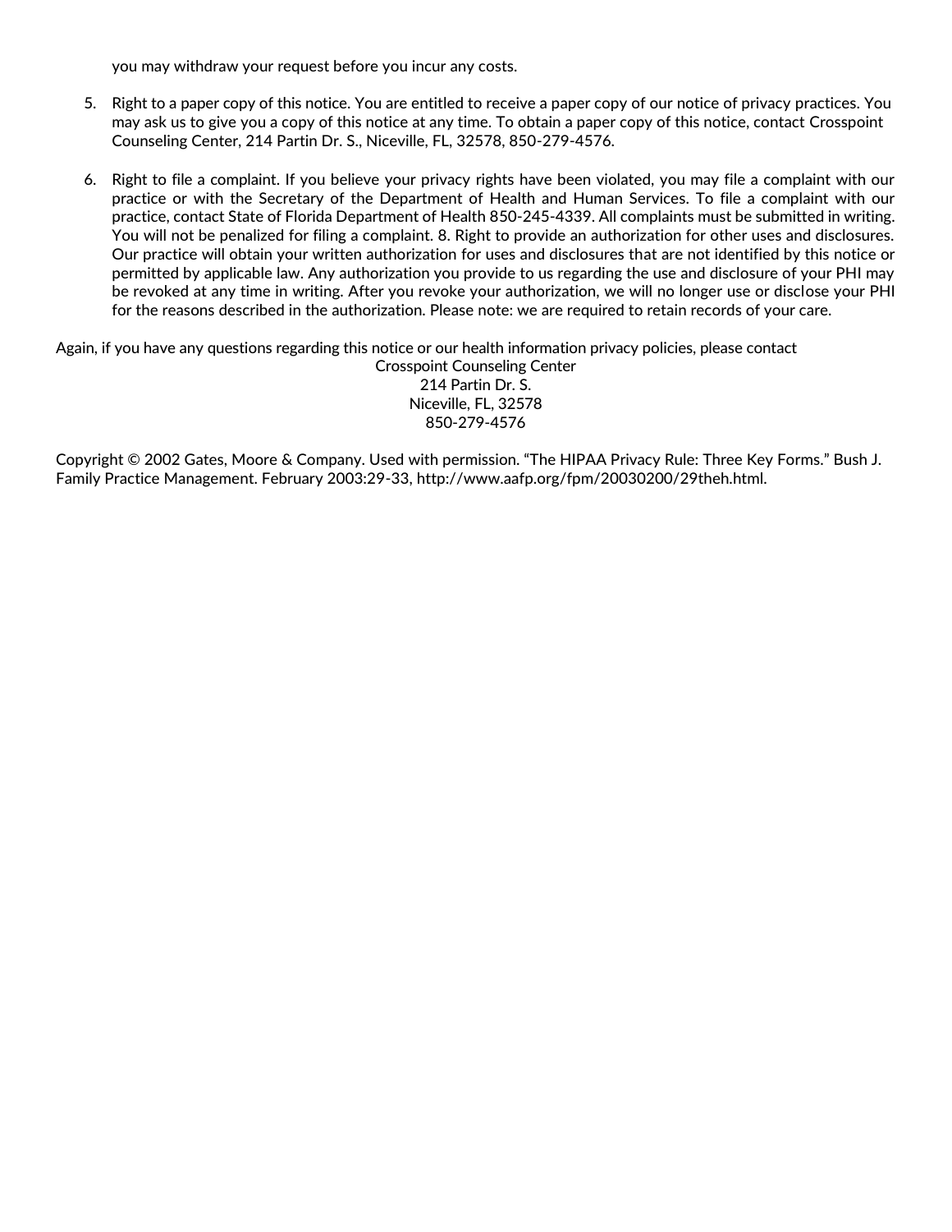you may withdraw your request before you incur any costs.

5. Right to a paper copy of this notice. You are entitled to receive a paper copy of our notice of privacy practices. You may ask us to give you a copy of this notice at any time. To obtain a paper copy of this notice, contact Crosspoint Counseling Center, 214 Partin Dr. S., Niceville, FL, 32578, 850-279-4576.

6. Right to file a complaint. If you believe your privacy rights have been violated, you may file a complaint with our practice or with the Secretary of the Department of Health and Human Services. To file a complaint with our practice, contact State of Florida Department of Health 850-245-4339. All complaints must be submitted in writing. You will not be penalized for filing a complaint. 8. Right to provide an authorization for other uses and disclosures. Our practice will obtain your written authorization for uses and disclosures that are not identified by this notice or permitted by applicable law. Any authorization you provide to us regarding the use and disclosure of your PHI may be revoked at any time in writing. After you revoke your authorization, we will no longer use or disclose your PHI for the reasons described in the authorization. Please note: we are required to retain records of your care.

Again, if you have any questions regarding this notice or our health information privacy policies, please contact

Crosspoint Counseling Center
214 Partin Dr. S.
Niceville, FL, 32578
850-279-4576

Copyright © 2002 Gates, Moore & Company. Used with permission. "The HIPAA Privacy Rule: Three Key Forms." Bush J. Family Practice Management. February 2003:29-33, http://www.aafp.org/fpm/20030200/29theh.html.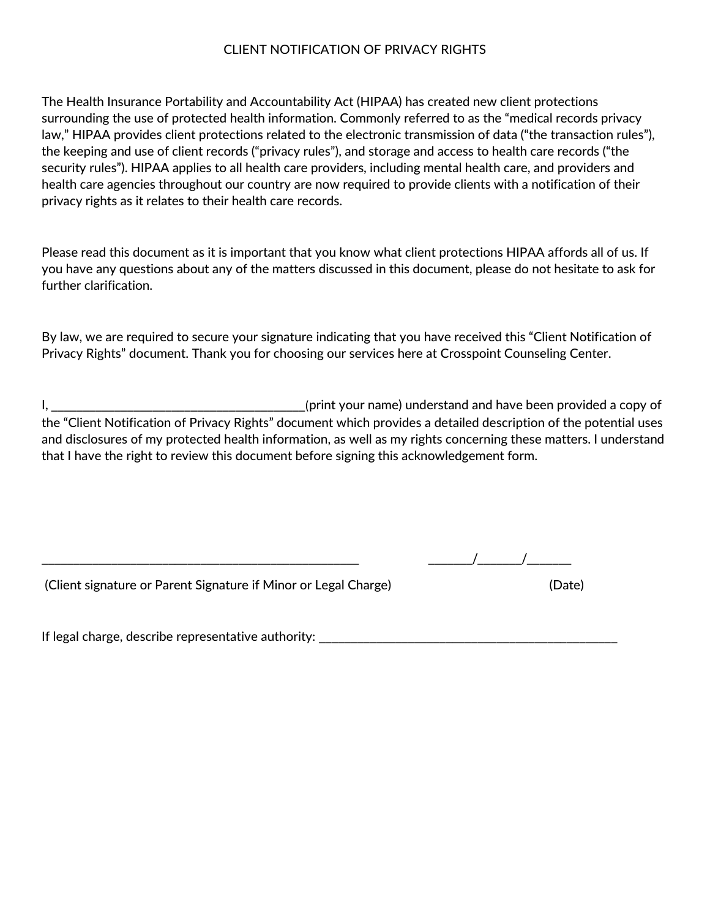CLIENT NOTIFICATION OF PRIVACY RIGHTS

The Health Insurance Portability and Accountability Act (HIPAA) has created new client protections surrounding the use of protected health information. Commonly referred to as the "medical records privacy law," HIPAA provides client protections related to the electronic transmission of data ("the transaction rules"), the keeping and use of client records ("privacy rules"), and storage and access to health care records ("the security rules"). HIPAA applies to all health care providers, including mental health care, and providers and health care agencies throughout our country are now required to provide clients with a notification of their privacy rights as it relates to their health care records.

Please read this document as it is important that you know what client protections HIPAA affords all of us. If you have any questions about any of the matters discussed in this document, please do not hesitate to ask for further clarification.

By law, we are required to secure your signature indicating that you have received this "Client Notification of Privacy Rights" document. Thank you for choosing our services here at Crosspoint Counseling Center.

I, ________________________________________(print your name) understand and have been provided a copy of the "Client Notification of Privacy Rights" document which provides a detailed description of the potential uses and disclosures of my protected health information, as well as my rights concerning these matters. I understand that I have the right to review this document before signing this acknowledgement form.

__________________________________________________ _______/_______/_______

(Client signature or Parent Signature if Minor or Legal Charge) (Date)

If legal charge, describe representative authority: ______________________________________________